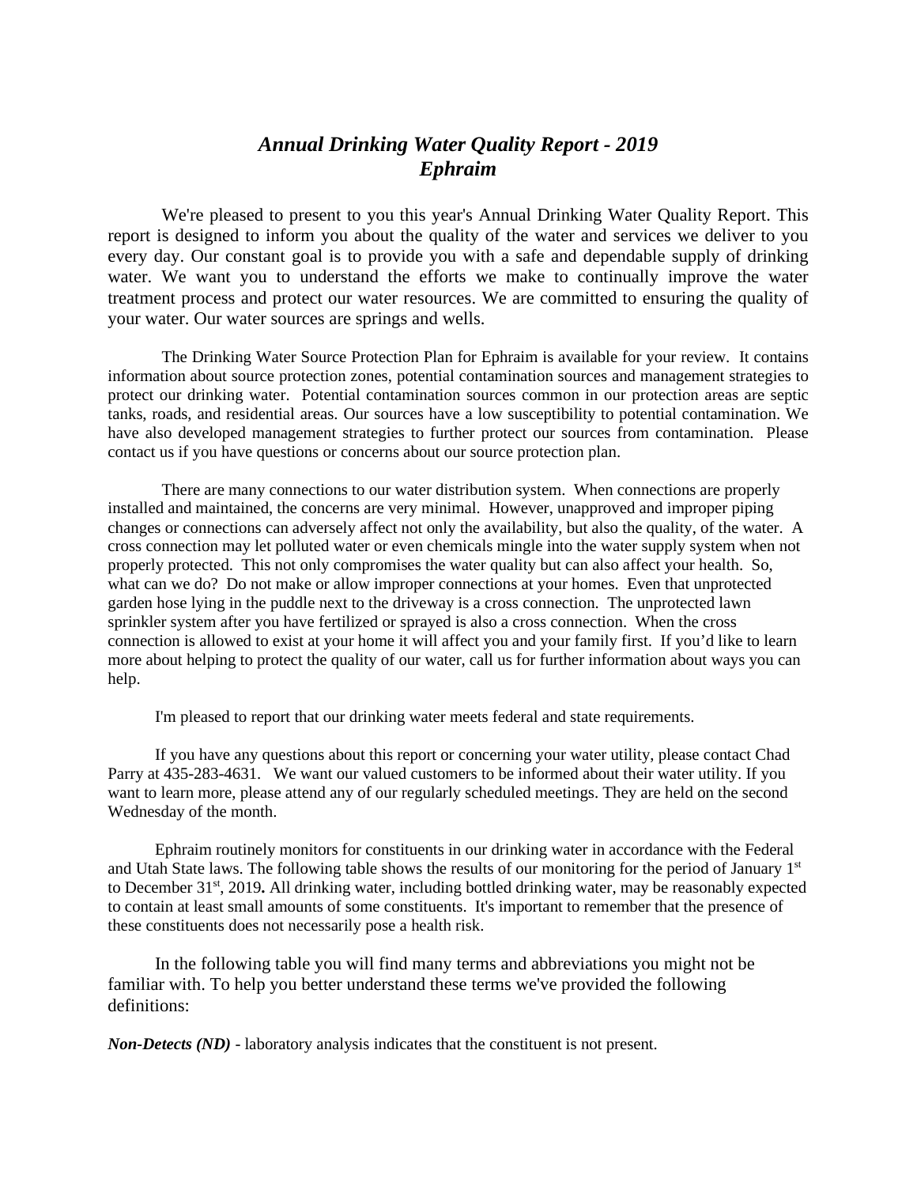# *Annual Drinking Water Quality Report - 2019*
# *Ephraim*

We're pleased to present to you this year's Annual Drinking Water Quality Report. This report is designed to inform you about the quality of the water and services we deliver to you every day. Our constant goal is to provide you with a safe and dependable supply of drinking water. We want you to understand the efforts we make to continually improve the water treatment process and protect our water resources. We are committed to ensuring the quality of your water. Our water sources are springs and wells.

The Drinking Water Source Protection Plan for Ephraim is available for your review. It contains information about source protection zones, potential contamination sources and management strategies to protect our drinking water. Potential contamination sources common in our protection areas are septic tanks, roads, and residential areas. Our sources have a low susceptibility to potential contamination. We have also developed management strategies to further protect our sources from contamination. Please contact us if you have questions or concerns about our source protection plan.

There are many connections to our water distribution system. When connections are properly installed and maintained, the concerns are very minimal. However, unapproved and improper piping changes or connections can adversely affect not only the availability, but also the quality, of the water. A cross connection may let polluted water or even chemicals mingle into the water supply system when not properly protected. This not only compromises the water quality but can also affect your health. So, what can we do? Do not make or allow improper connections at your homes. Even that unprotected garden hose lying in the puddle next to the driveway is a cross connection. The unprotected lawn sprinkler system after you have fertilized or sprayed is also a cross connection. When the cross connection is allowed to exist at your home it will affect you and your family first. If you'd like to learn more about helping to protect the quality of our water, call us for further information about ways you can help.

I'm pleased to report that our drinking water meets federal and state requirements.

If you have any questions about this report or concerning your water utility, please contact Chad Parry at 435-283-4631. We want our valued customers to be informed about their water utility. If you want to learn more, please attend any of our regularly scheduled meetings. They are held on the second Wednesday of the month.

Ephraim routinely monitors for constituents in our drinking water in accordance with the Federal and Utah State laws. The following table shows the results of our monitoring for the period of January 1st to December 31st, 2019**.** All drinking water, including bottled drinking water, may be reasonably expected to contain at least small amounts of some constituents. It's important to remember that the presence of these constituents does not necessarily pose a health risk.

In the following table you will find many terms and abbreviations you might not be familiar with. To help you better understand these terms we've provided the following definitions:

***Non-Detects (ND)*** - laboratory analysis indicates that the constituent is not present.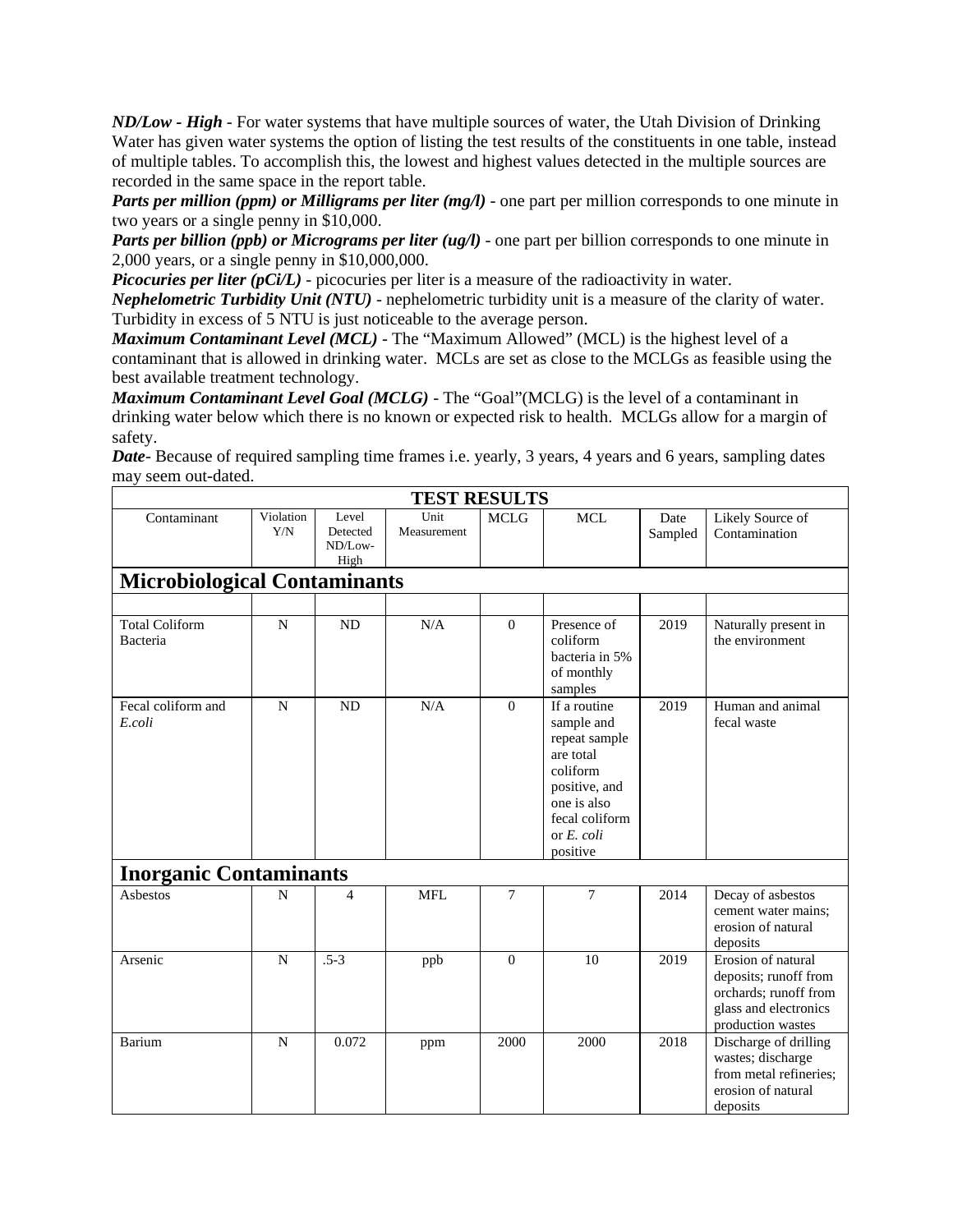***ND/Low - High*** - For water systems that have multiple sources of water, the Utah Division of Drinking Water has given water systems the option of listing the test results of the constituents in one table, instead of multiple tables. To accomplish this, the lowest and highest values detected in the multiple sources are recorded in the same space in the report table.

***Parts per million (ppm) or Milligrams per liter (mg/l)*** - one part per million corresponds to one minute in two years or a single penny in $10,000.

***Parts per billion (ppb) or Micrograms per liter (ug/l)*** - one part per billion corresponds to one minute in 2,000 years, or a single penny in $10,000,000.

***Picocuries per liter (pCi/L)*** - picocuries per liter is a measure of the radioactivity in water.

***Nephelometric Turbidity Unit (NTU)*** - nephelometric turbidity unit is a measure of the clarity of water. Turbidity in excess of 5 NTU is just noticeable to the average person.

***Maximum Contaminant Level (MCL)*** - The "Maximum Allowed" (MCL) is the highest level of a contaminant that is allowed in drinking water. MCLs are set as close to the MCLGs as feasible using the best available treatment technology.

***Maximum Contaminant Level Goal (MCLG)*** - The "Goal"(MCLG) is the level of a contaminant in drinking water below which there is no known or expected risk to health. MCLGs allow for a margin of safety.

***Date***- Because of required sampling time frames i.e. yearly, 3 years, 4 years and 6 years, sampling dates may seem out-dated.

| **TEST RESULTS** | | | | | | | |
|---|---|---|---|---|---|---|---|
| Contaminant | Violation Y/N | Level Detected ND/Low-High | Unit Measurement | MCLG | MCL | Date Sampled | Likely Source of Contamination |
| **Microbiological Contaminants** | | | | | | | |
| | | | | | | | |
| Total Coliform Bacteria | N | ND | N/A | 0 | Presence of coliform bacteria in 5% of monthly samples | 2019 | Naturally present in the environment |
| Fecal coliform and *E.coli* | N | ND | N/A | 0 | If a routine sample and repeat sample are total coliform positive, and one is also fecal coliform or *E. coli* positive | 2019 | Human and animal fecal waste |
| **Inorganic Contaminants** | | | | | | | |
| Asbestos | N | 4 | MFL | 7 | 7 | 2014 | Decay of asbestos cement water mains; erosion of natural deposits |
| Arsenic | N | .5-3 | ppb | 0 | 10 | 2019 | Erosion of natural deposits; runoff from orchards; runoff from glass and electronics production wastes |
| Barium | N | 0.072 | ppm | 2000 | 2000 | 2018 | Discharge of drilling wastes; discharge from metal refineries; erosion of natural deposits |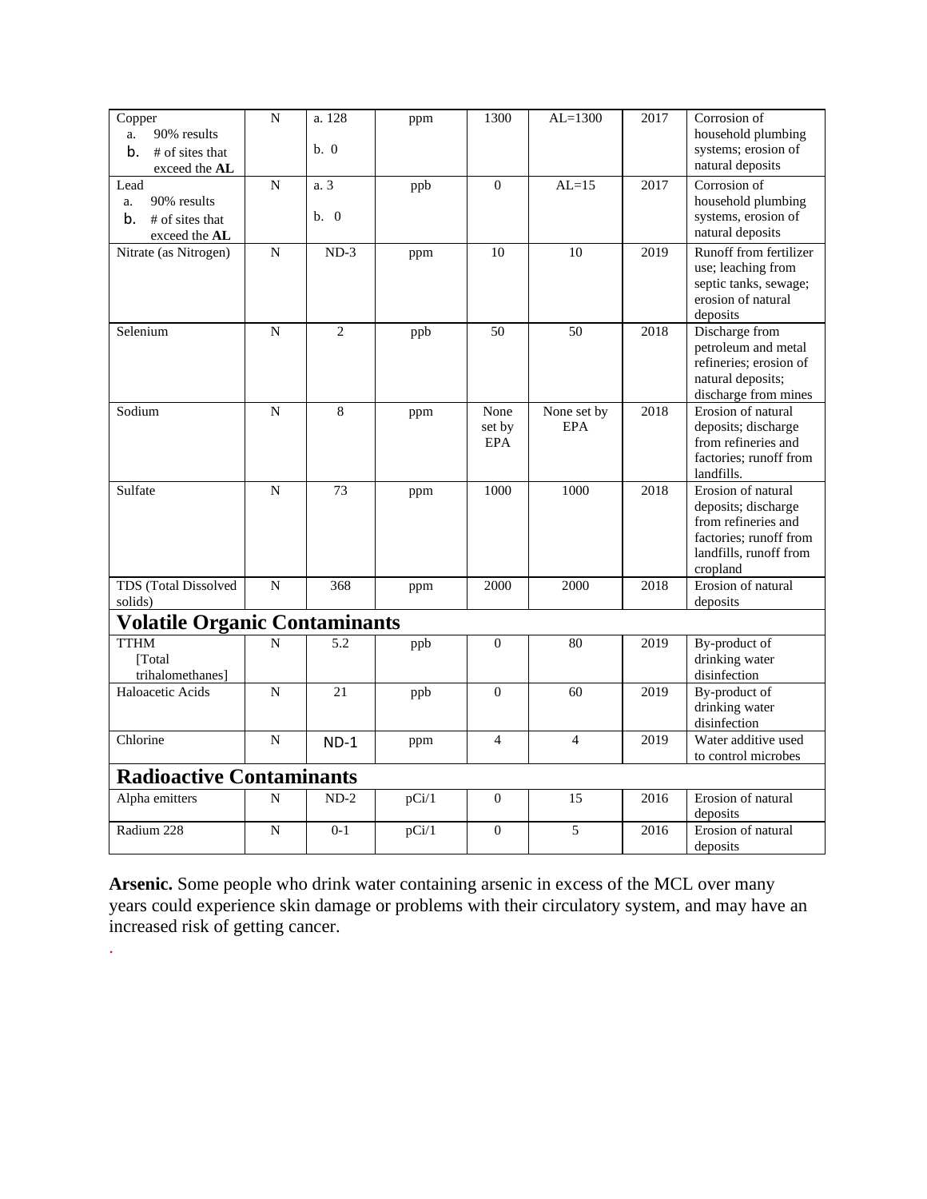| Copper<br>a. 90% results<br>b. # of sites that exceed the **AL** | N | a. 128<br><br>b. 0 | ppm | 1300 | AL=1300 | 2017 | Corrosion of household plumbing systems; erosion of natural deposits |
|---|---|---|---|---|---|---|---|
| Lead<br>a. 90% results<br>b. # of sites that exceed the **AL** | N | a. 3<br><br>b. 0 | ppb | 0 | AL=15 | 2017 | Corrosion of household plumbing systems, erosion of natural deposits |
| Nitrate (as Nitrogen) | N | ND-3 | ppm | 10 | 10 | 2019 | Runoff from fertilizer use; leaching from septic tanks, sewage; erosion of natural deposits |
| Selenium | N | 2 | ppb | 50 | 50 | 2018 | Discharge from petroleum and metal refineries; erosion of natural deposits; discharge from mines |
| Sodium | N | 8 | ppm | None set by EPA | None set by EPA | 2018 | Erosion of natural deposits; discharge from refineries and factories; runoff from landfills. |
| Sulfate | N | 73 | ppm | 1000 | 1000 | 2018 | Erosion of natural deposits; discharge from refineries and factories; runoff from landfills, runoff from cropland |
| TDS (Total Dissolved solids) | N | 368 | ppm | 2000 | 2000 | 2018 | Erosion of natural deposits |
| **Volatile Organic Contaminants** | | | | | | | |
| TTHM [Total trihalomethanes] | N | 5.2 | ppb | 0 | 80 | 2019 | By-product of drinking water disinfection |
| Haloacetic Acids | N | 21 | ppb | 0 | 60 | 2019 | By-product of drinking water disinfection |
| Chlorine | N | ND-1 | ppm | 4 | 4 | 2019 | Water additive used to control microbes |
| **Radioactive Contaminants** | | | | | | | |
| Alpha emitters | N | ND-2 | pCi/1 | 0 | 15 | 2016 | Erosion of natural deposits |
| Radium 228 | N | 0-1 | pCi/1 | 0 | 5 | 2016 | Erosion of natural deposits |

**Arsenic.** Some people who drink water containing arsenic in excess of the MCL over many years could experience skin damage or problems with their circulatory system, and may have an increased risk of getting cancer.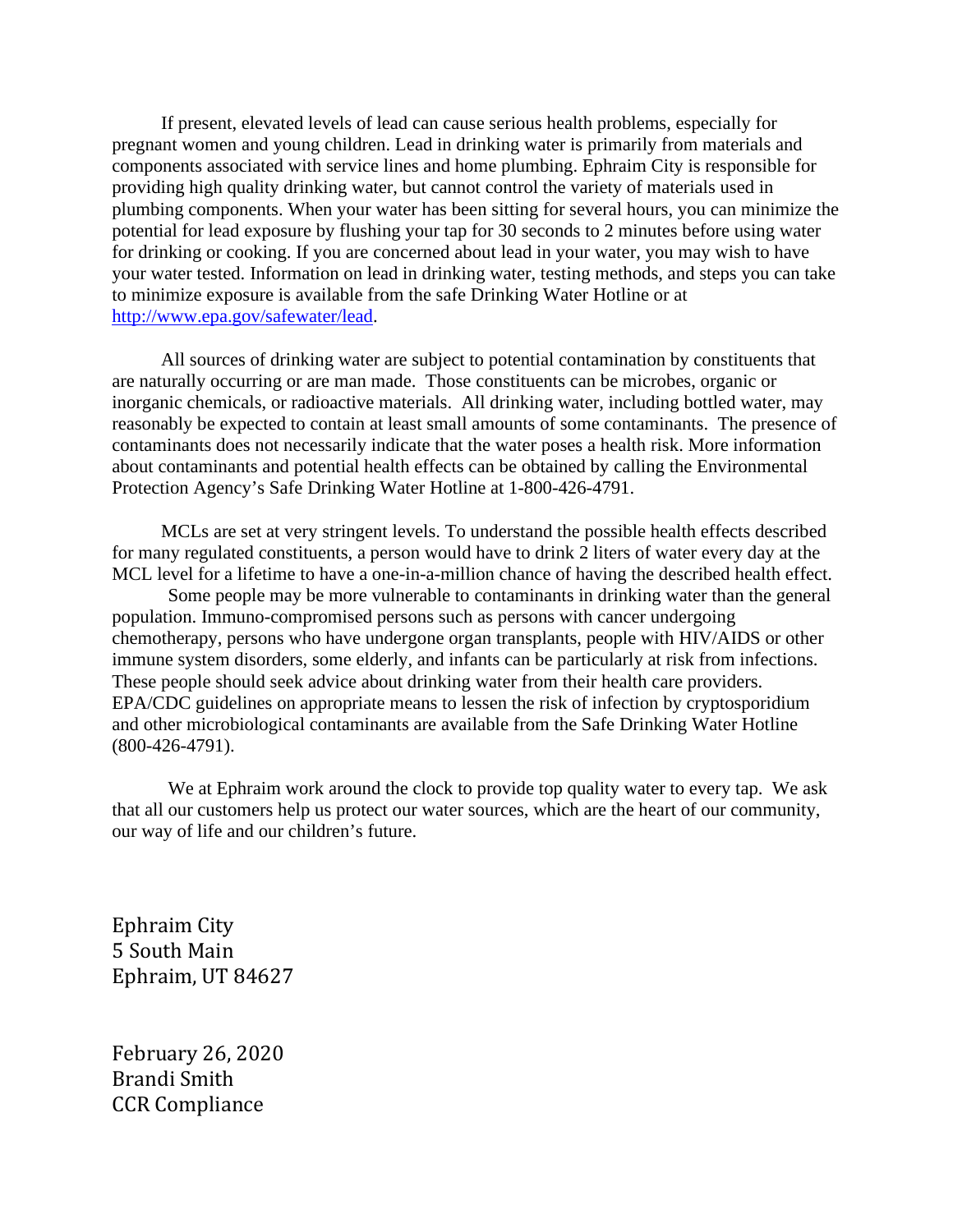If present, elevated levels of lead can cause serious health problems, especially for pregnant women and young children. Lead in drinking water is primarily from materials and components associated with service lines and home plumbing. Ephraim City is responsible for providing high quality drinking water, but cannot control the variety of materials used in plumbing components. When your water has been sitting for several hours, you can minimize the potential for lead exposure by flushing your tap for 30 seconds to 2 minutes before using water for drinking or cooking. If you are concerned about lead in your water, you may wish to have your water tested. Information on lead in drinking water, testing methods, and steps you can take to minimize exposure is available from the safe Drinking Water Hotline or at http://www.epa.gov/safewater/lead.

All sources of drinking water are subject to potential contamination by constituents that are naturally occurring or are man made. Those constituents can be microbes, organic or inorganic chemicals, or radioactive materials. All drinking water, including bottled water, may reasonably be expected to contain at least small amounts of some contaminants. The presence of contaminants does not necessarily indicate that the water poses a health risk. More information about contaminants and potential health effects can be obtained by calling the Environmental Protection Agency's Safe Drinking Water Hotline at 1-800-426-4791.

MCLs are set at very stringent levels. To understand the possible health effects described for many regulated constituents, a person would have to drink 2 liters of water every day at the MCL level for a lifetime to have a one-in-a-million chance of having the described health effect.

Some people may be more vulnerable to contaminants in drinking water than the general population. Immuno-compromised persons such as persons with cancer undergoing chemotherapy, persons who have undergone organ transplants, people with HIV/AIDS or other immune system disorders, some elderly, and infants can be particularly at risk from infections. These people should seek advice about drinking water from their health care providers. EPA/CDC guidelines on appropriate means to lessen the risk of infection by cryptosporidium and other microbiological contaminants are available from the Safe Drinking Water Hotline (800-426-4791).

We at Ephraim work around the clock to provide top quality water to every tap. We ask that all our customers help us protect our water sources, which are the heart of our community, our way of life and our children's future.

Ephraim City
5 South Main
Ephraim, UT 84627

February 26, 2020
Brandi Smith
CCR Compliance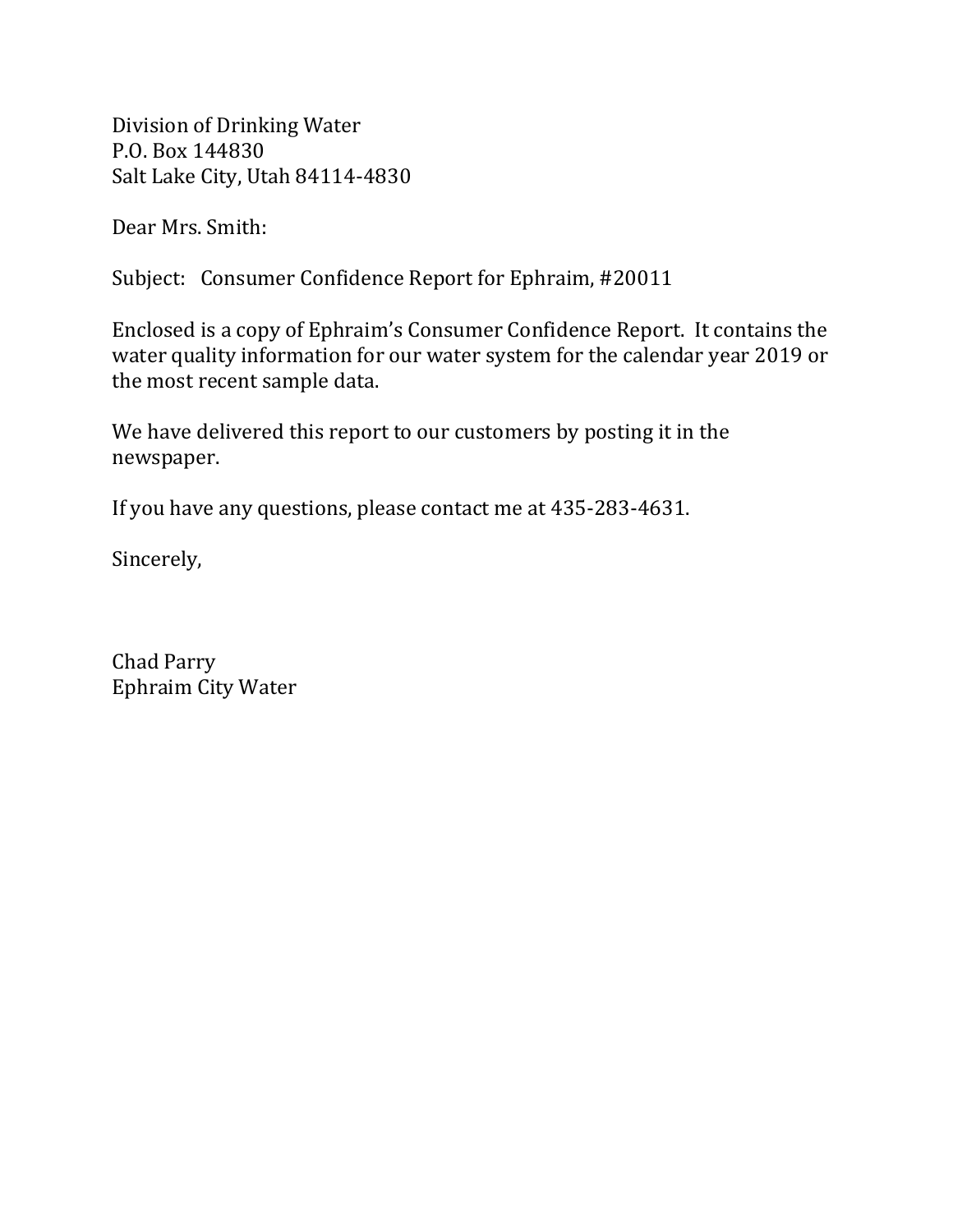Division of Drinking Water
P.O. Box 144830
Salt Lake City, Utah 84114-4830

Dear Mrs. Smith:

Subject: Consumer Confidence Report for Ephraim, #20011

Enclosed is a copy of Ephraim's Consumer Confidence Report. It contains the water quality information for our water system for the calendar year 2019 or the most recent sample data.

We have delivered this report to our customers by posting it in the newspaper.

If you have any questions, please contact me at 435-283-4631.

Sincerely,

Chad Parry
Ephraim City Water